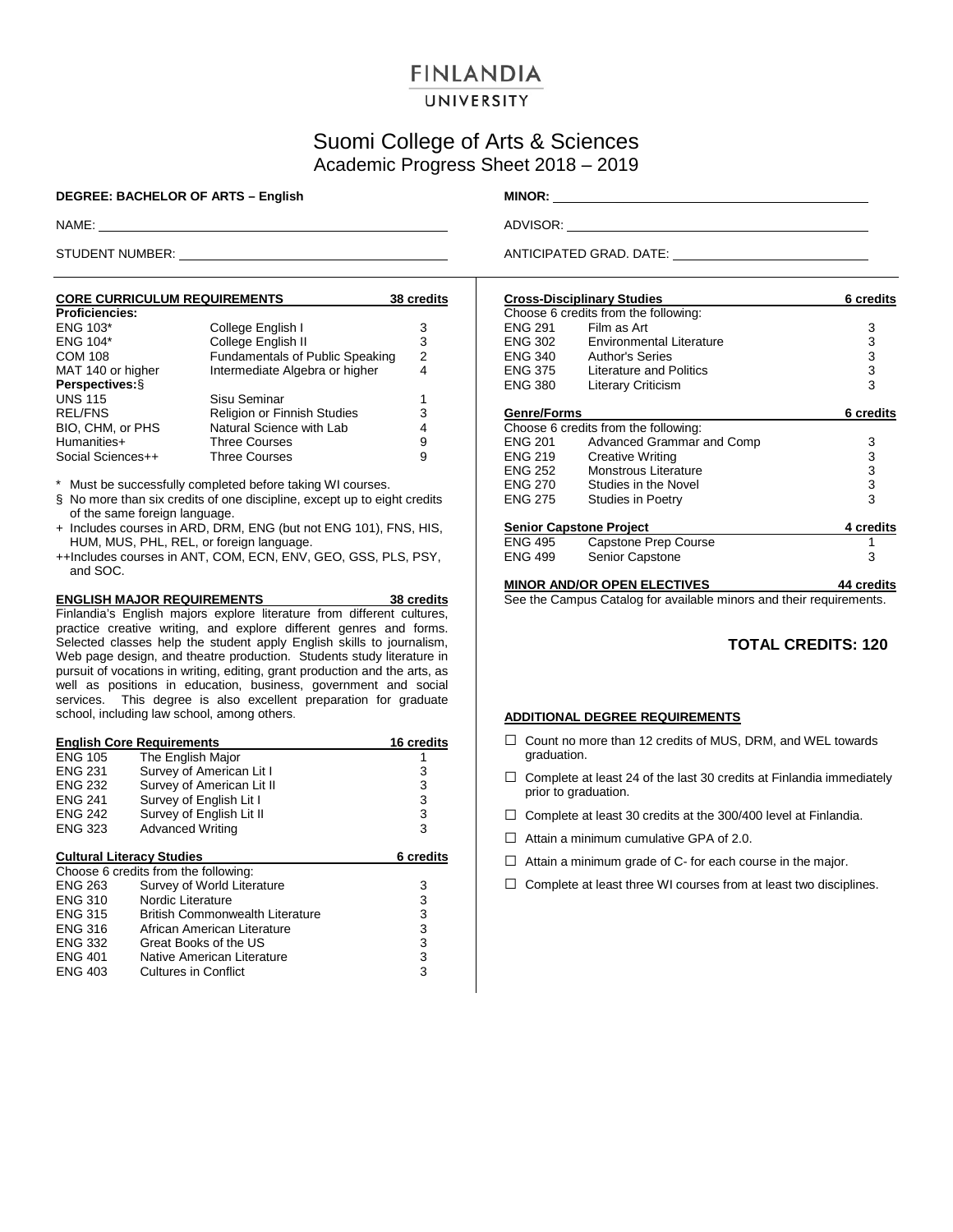# FINLANDIA UNIVERSITY

## Suomi College of Arts & Sciences
## Academic Progress Sheet 2018 – 2019

**DEGREE: BACHELOR OF ARTS – English**

**MINOR:** ______________________

NAME: ______________________

ADVISOR: ______________________

STUDENT NUMBER: ______________________

ANTICIPATED GRAD. DATE: ______________________

### CORE CURRICULUM REQUIREMENTS — 38 credits

| Course | Title | Credits |
|---|---|---|
| **Proficiencies:** | | |
| ENG 103* | College English I | 3 |
| ENG 104* | College English II | 3 |
| COM 108 | Fundamentals of Public Speaking | 2 |
| MAT 140 or higher | Intermediate Algebra or higher | 4 |
| **Perspectives:§** | | |
| UNS 115 | Sisu Seminar | 1 |
| REL/FNS | Religion or Finnish Studies | 3 |
| BIO, CHM, or PHS | Natural Science with Lab | 4 |
| Humanities+ | Three Courses | 9 |
| Social Sciences++ | Three Courses | 9 |

\* Must be successfully completed before taking WI courses.

§ No more than six credits of one discipline, except up to eight credits of the same foreign language.

+ Includes courses in ARD, DRM, ENG (but not ENG 101), FNS, HIS, HUM, MUS, PHL, REL, or foreign language.

++Includes courses in ANT, COM, ECN, ENV, GEO, GSS, PLS, PSY, and SOC.

### ENGLISH MAJOR REQUIREMENTS — 38 credits

Finlandia's English majors explore literature from different cultures, practice creative writing, and explore different genres and forms. Selected classes help the student apply English skills to journalism, Web page design, and theatre production. Students study literature in pursuit of vocations in writing, editing, grant production and the arts, as well as positions in education, business, government and social services. This degree is also excellent preparation for graduate school, including law school, among others.

#### English Core Requirements — 16 credits

| Course | Title | Credits |
|---|---|---|
| ENG 105 | The English Major | 1 |
| ENG 231 | Survey of American Lit I | 3 |
| ENG 232 | Survey of American Lit II | 3 |
| ENG 241 | Survey of English Lit I | 3 |
| ENG 242 | Survey of English Lit II | 3 |
| ENG 323 | Advanced Writing | 3 |

#### Cultural Literacy Studies — 6 credits

Choose 6 credits from the following:

| Course | Title | Credits |
|---|---|---|
| ENG 263 | Survey of World Literature | 3 |
| ENG 310 | Nordic Literature | 3 |
| ENG 315 | British Commonwealth Literature | 3 |
| ENG 316 | African American Literature | 3 |
| ENG 332 | Great Books of the US | 3 |
| ENG 401 | Native American Literature | 3 |
| ENG 403 | Cultures in Conflict | 3 |

#### Cross-Disciplinary Studies — 6 credits

Choose 6 credits from the following:

| Course | Title | Credits |
|---|---|---|
| ENG 291 | Film as Art | 3 |
| ENG 302 | Environmental Literature | 3 |
| ENG 340 | Author's Series | 3 |
| ENG 375 | Literature and Politics | 3 |
| ENG 380 | Literary Criticism | 3 |

#### Genre/Forms — 6 credits

Choose 6 credits from the following:

| Course | Title | Credits |
|---|---|---|
| ENG 201 | Advanced Grammar and Comp | 3 |
| ENG 219 | Creative Writing | 3 |
| ENG 252 | Monstrous Literature | 3 |
| ENG 270 | Studies in the Novel | 3 |
| ENG 275 | Studies in Poetry | 3 |

#### Senior Capstone Project — 4 credits

| Course | Title | Credits |
|---|---|---|
| ENG 495 | Capstone Prep Course | 1 |
| ENG 499 | Senior Capstone | 3 |

### MINOR AND/OR OPEN ELECTIVES — 44 credits

See the Campus Catalog for available minors and their requirements.

**TOTAL CREDITS: 120**

### ADDITIONAL DEGREE REQUIREMENTS

- ☐ Count no more than 12 credits of MUS, DRM, and WEL towards graduation.
- ☐ Complete at least 24 of the last 30 credits at Finlandia immediately prior to graduation.
- ☐ Complete at least 30 credits at the 300/400 level at Finlandia.
- ☐ Attain a minimum cumulative GPA of 2.0.
- ☐ Attain a minimum grade of C- for each course in the major.
- ☐ Complete at least three WI courses from at least two disciplines.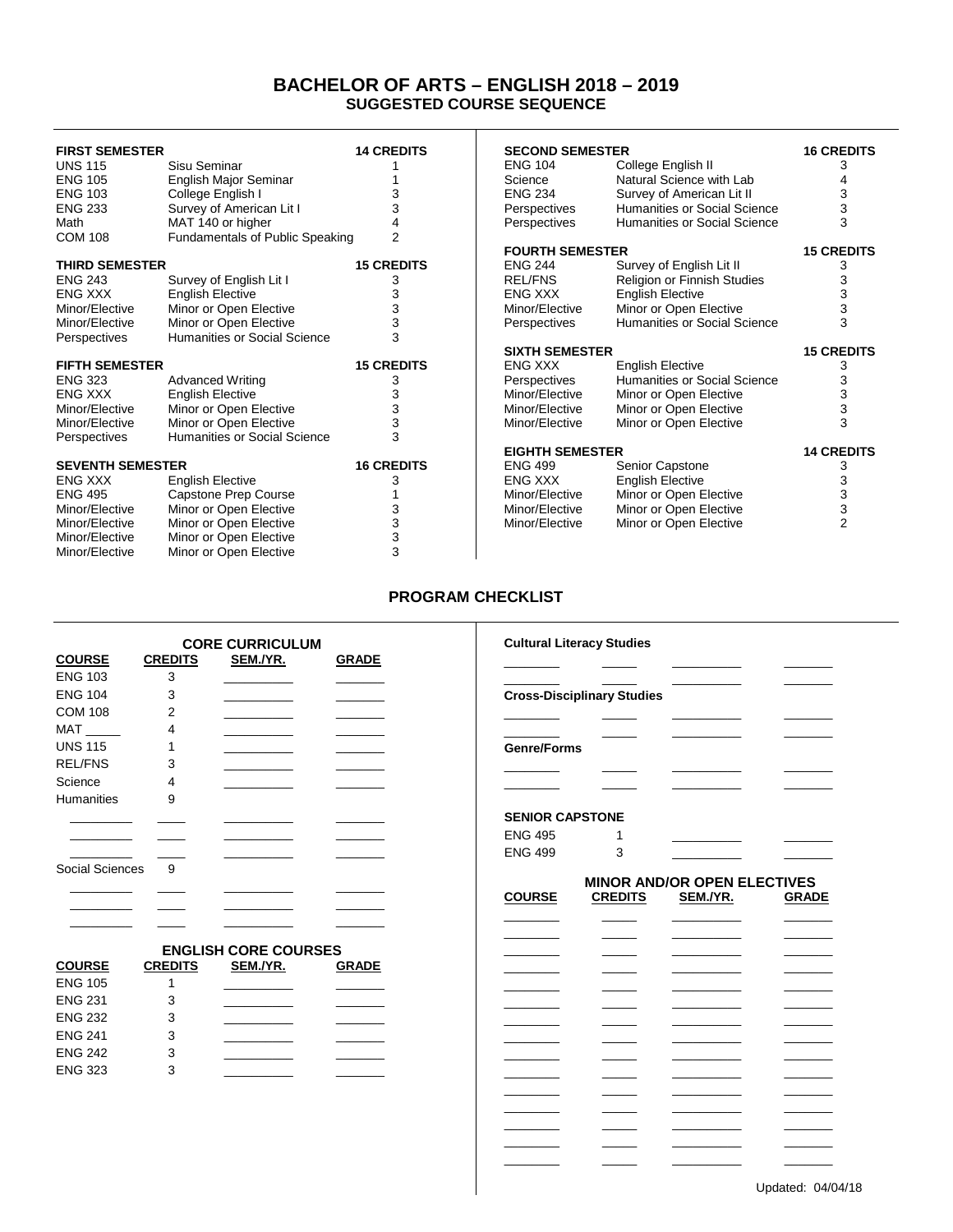# BACHELOR OF ARTS – ENGLISH 2018 – 2019

## SUGGESTED COURSE SEQUENCE

| FIRST SEMESTER | | 14 CREDITS |
|---|---|---|
| UNS 115 | Sisu Seminar | 1 |
| ENG 105 | English Major Seminar | 1 |
| ENG 103 | College English I | 3 |
| ENG 233 | Survey of American Lit I | 3 |
| Math | MAT 140 or higher | 4 |
| COM 108 | Fundamentals of Public Speaking | 2 |

| SECOND SEMESTER | | 16 CREDITS |
|---|---|---|
| ENG 104 | College English II | 3 |
| Science | Natural Science with Lab | 4 |
| ENG 234 | Survey of American Lit II | 3 |
| Perspectives | Humanities or Social Science | 3 |
| Perspectives | Humanities or Social Science | 3 |

| THIRD SEMESTER | | 15 CREDITS |
|---|---|---|
| ENG 243 | Survey of English Lit I | 3 |
| ENG XXX | English Elective | 3 |
| Minor/Elective | Minor or Open Elective | 3 |
| Minor/Elective | Minor or Open Elective | 3 |
| Perspectives | Humanities or Social Science | 3 |

| FOURTH SEMESTER | | 15 CREDITS |
|---|---|---|
| ENG 244 | Survey of English Lit II | 3 |
| REL/FNS | Religion or Finnish Studies | 3 |
| ENG XXX | English Elective | 3 |
| Minor/Elective | Minor or Open Elective | 3 |
| Perspectives | Humanities or Social Science | 3 |

| FIFTH SEMESTER | | 15 CREDITS |
|---|---|---|
| ENG 323 | Advanced Writing | 3 |
| ENG XXX | English Elective | 3 |
| Minor/Elective | Minor or Open Elective | 3 |
| Minor/Elective | Minor or Open Elective | 3 |
| Perspectives | Humanities or Social Science | 3 |

| SIXTH SEMESTER | | 15 CREDITS |
|---|---|---|
| ENG XXX | English Elective | 3 |
| Perspectives | Humanities or Social Science | 3 |
| Minor/Elective | Minor or Open Elective | 3 |
| Minor/Elective | Minor or Open Elective | 3 |
| Minor/Elective | Minor or Open Elective | 3 |

| SEVENTH SEMESTER | | 16 CREDITS |
|---|---|---|
| ENG XXX | English Elective | 3 |
| ENG 495 | Capstone Prep Course | 1 |
| Minor/Elective | Minor or Open Elective | 3 |
| Minor/Elective | Minor or Open Elective | 3 |
| Minor/Elective | Minor or Open Elective | 3 |
| Minor/Elective | Minor or Open Elective | 3 |

| EIGHTH SEMESTER | | 14 CREDITS |
|---|---|---|
| ENG 499 | Senior Capstone | 3 |
| ENG XXX | English Elective | 3 |
| Minor/Elective | Minor or Open Elective | 3 |
| Minor/Elective | Minor or Open Elective | 3 |
| Minor/Elective | Minor or Open Elective | 2 |

## PROGRAM CHECKLIST

### CORE CURRICULUM

| COURSE | CREDITS | SEM./YR. | GRADE |
|---|---|---|---|
| ENG 103 | 3 | | |
| ENG 104 | 3 | | |
| COM 108 | 2 | | |
| MAT _____ | 4 | | |
| UNS 115 | 1 | | |
| REL/FNS | 3 | | |
| Science | 4 | | |
| Humanities | 9 | | |
| | | | |
| | | | |
| | | | |
| Social Sciences | 9 | | |
| | | | |
| | | | |
| | | | |

### ENGLISH CORE COURSES

| COURSE | CREDITS | SEM./YR. | GRADE |
|---|---|---|---|
| ENG 105 | 1 | | |
| ENG 231 | 3 | | |
| ENG 232 | 3 | | |
| ENG 241 | 3 | | |
| ENG 242 | 3 | | |
| ENG 323 | 3 | | |

**Cultural Literacy Studies**

| | | | |
|---|---|---|---|
| | | | |
| | | | |

**Cross-Disciplinary Studies**

| | | | |
|---|---|---|---|
| | | | |
| | | | |

**Genre/Forms**

| | | | |
|---|---|---|---|
| | | | |
| | | | |

**SENIOR CAPSTONE**

| | | | |
|---|---|---|---|
| ENG 495 | 1 | | |
| ENG 499 | 3 | | |

### MINOR AND/OR OPEN ELECTIVES

| COURSE | CREDITS | SEM./YR. | GRADE |
|---|---|---|---|
| | | | |
| | | | |
| | | | |
| | | | |
| | | | |
| | | | |
| | | | |
| | | | |
| | | | |
| | | | |
| | | | |
| | | | |
| | | | |
| | | | |

Updated: 04/04/18